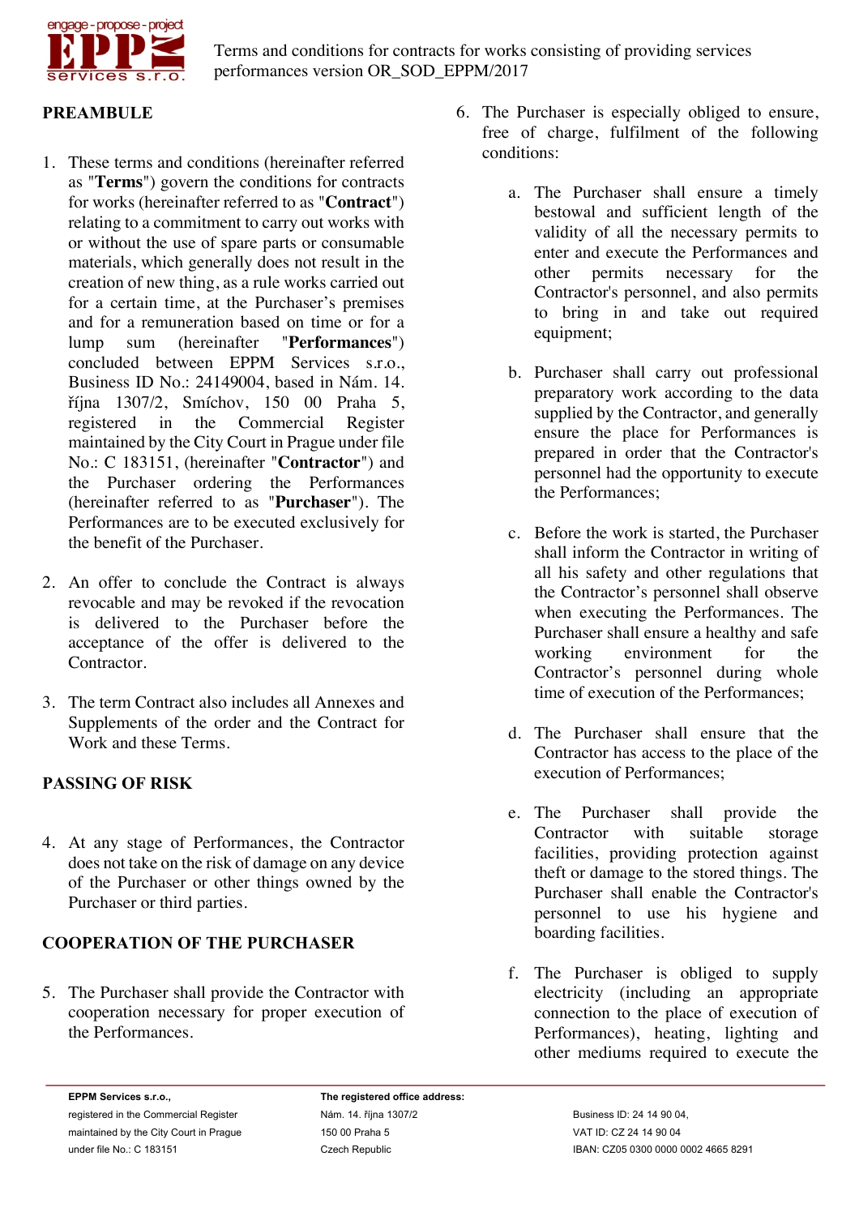Terms and conditions for contracts for works consisting of providing services performances version OR_SOD_EPPM/2017

## PREAMBULE

1. These terms and conditions (hereinafter referred as "**Terms**") govern the conditions for contracts for works (hereinafter referred to as "**Contract**") relating to a commitment to carry out works with or without the use of spare parts or consumable materials, which generally does not result in the creation of new thing, as a rule works carried out for a certain time, at the Purchaser's premises and for a remuneration based on time or for a lump sum (hereinafter "**Performances**") concluded between EPPM Services s.r.o., Business ID No.: 24149004, based in Nám. 14. října 1307/2, Smíchov, 150 00 Praha 5, registered in the Commercial Register maintained by the City Court in Prague under file No.: C 183151, (hereinafter "**Contractor**") and the Purchaser ordering the Performances (hereinafter referred to as "**Purchaser**"). The Performances are to be executed exclusively for the benefit of the Purchaser.

2. An offer to conclude the Contract is always revocable and may be revoked if the revocation is delivered to the Purchaser before the acceptance of the offer is delivered to the Contractor.

3. The term Contract also includes all Annexes and Supplements of the order and the Contract for Work and these Terms.

## PASSING OF RISK

4. At any stage of Performances, the Contractor does not take on the risk of damage on any device of the Purchaser or other things owned by the Purchaser or third parties.

## COOPERATION OF THE PURCHASER

5. The Purchaser shall provide the Contractor with cooperation necessary for proper execution of the Performances.

6. The Purchaser is especially obliged to ensure, free of charge, fulfilment of the following conditions:

   a. The Purchaser shall ensure a timely bestowal and sufficient length of the validity of all the necessary permits to enter and execute the Performances and other permits necessary for the Contractor's personnel, and also permits to bring in and take out required equipment;

   b. Purchaser shall carry out professional preparatory work according to the data supplied by the Contractor, and generally ensure the place for Performances is prepared in order that the Contractor's personnel had the opportunity to execute the Performances;

   c. Before the work is started, the Purchaser shall inform the Contractor in writing of all his safety and other regulations that the Contractor's personnel shall observe when executing the Performances. The Purchaser shall ensure a healthy and safe working environment for the Contractor's personnel during whole time of execution of the Performances;

   d. The Purchaser shall ensure that the Contractor has access to the place of the execution of Performances;

   e. The Purchaser shall provide the Contractor with suitable storage facilities, providing protection against theft or damage to the stored things. The Purchaser shall enable the Contractor's personnel to use his hygiene and boarding facilities.

   f. The Purchaser is obliged to supply electricity (including an appropriate connection to the place of execution of Performances), heating, lighting and other mediums required to execute the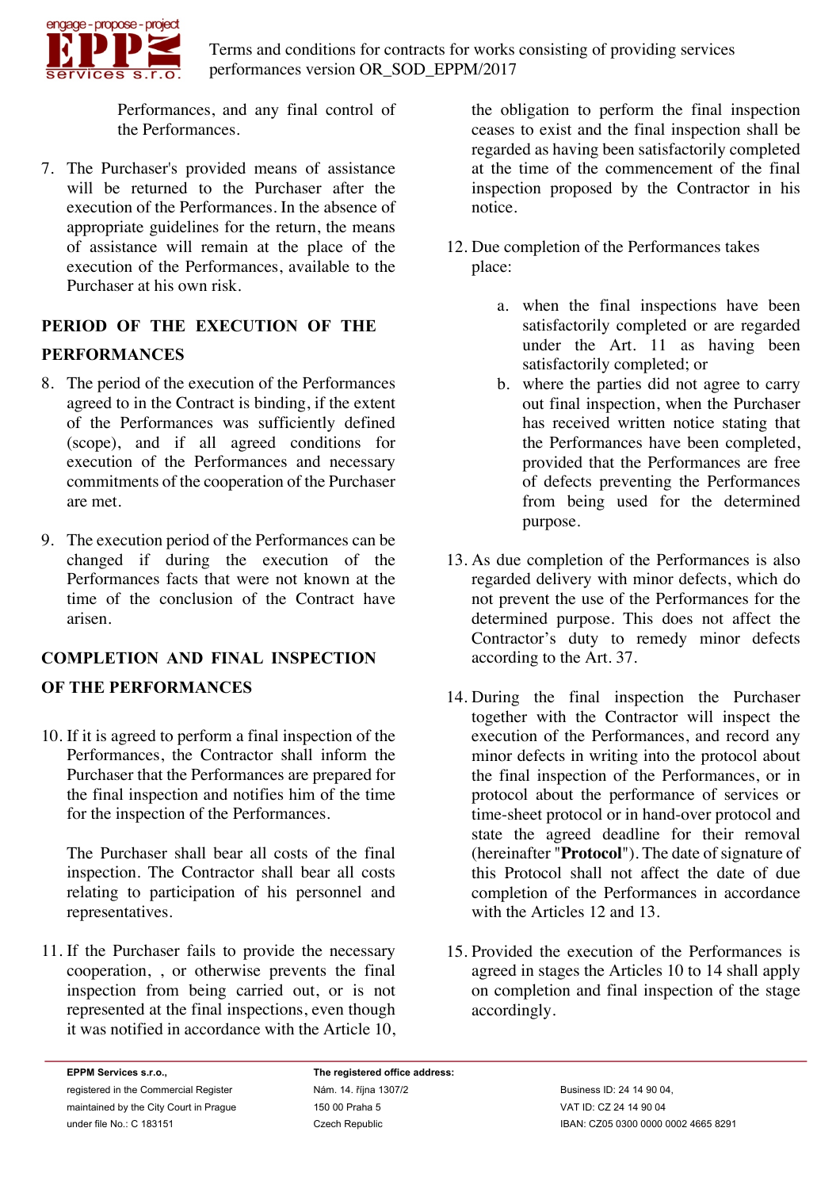Performances, and any final control of the Performances.

7. The Purchaser's provided means of assistance will be returned to the Purchaser after the execution of the Performances. In the absence of appropriate guidelines for the return, the means of assistance will remain at the place of the execution of the Performances, available to the Purchaser at his own risk.

## PERIOD OF THE EXECUTION OF THE PERFORMANCES

8. The period of the execution of the Performances agreed to in the Contract is binding, if the extent of the Performances was sufficiently defined (scope), and if all agreed conditions for execution of the Performances and necessary commitments of the cooperation of the Purchaser are met.

9. The execution period of the Performances can be changed if during the execution of the Performances facts that were not known at the time of the conclusion of the Contract have arisen.

## COMPLETION AND FINAL INSPECTION OF THE PERFORMANCES

10. If it is agreed to perform a final inspection of the Performances, the Contractor shall inform the Purchaser that the Performances are prepared for the final inspection and notifies him of the time for the inspection of the Performances.

    The Purchaser shall bear all costs of the final inspection. The Contractor shall bear all costs relating to participation of his personnel and representatives.

11. If the Purchaser fails to provide the necessary cooperation, , or otherwise prevents the final inspection from being carried out, or is not represented at the final inspections, even though it was notified in accordance with the Article 10, the obligation to perform the final inspection ceases to exist and the final inspection shall be regarded as having been satisfactorily completed at the time of the commencement of the final inspection proposed by the Contractor in his notice.

12. Due completion of the Performances takes place:

    a. when the final inspections have been satisfactorily completed or are regarded under the Art. 11 as having been satisfactorily completed; or
    b. where the parties did not agree to carry out final inspection, when the Purchaser has received written notice stating that the Performances have been completed, provided that the Performances are free of defects preventing the Performances from being used for the determined purpose.

13. As due completion of the Performances is also regarded delivery with minor defects, which do not prevent the use of the Performances for the determined purpose. This does not affect the Contractor's duty to remedy minor defects according to the Art. 37.

14. During the final inspection the Purchaser together with the Contractor will inspect the execution of the Performances, and record any minor defects in writing into the protocol about the final inspection of the Performances, or in protocol about the performance of services or time-sheet protocol or in hand-over protocol and state the agreed deadline for their removal (hereinafter "**Protocol**"). The date of signature of this Protocol shall not affect the date of due completion of the Performances in accordance with the Articles 12 and 13.

15. Provided the execution of the Performances is agreed in stages the Articles 10 to 14 shall apply on completion and final inspection of the stage accordingly.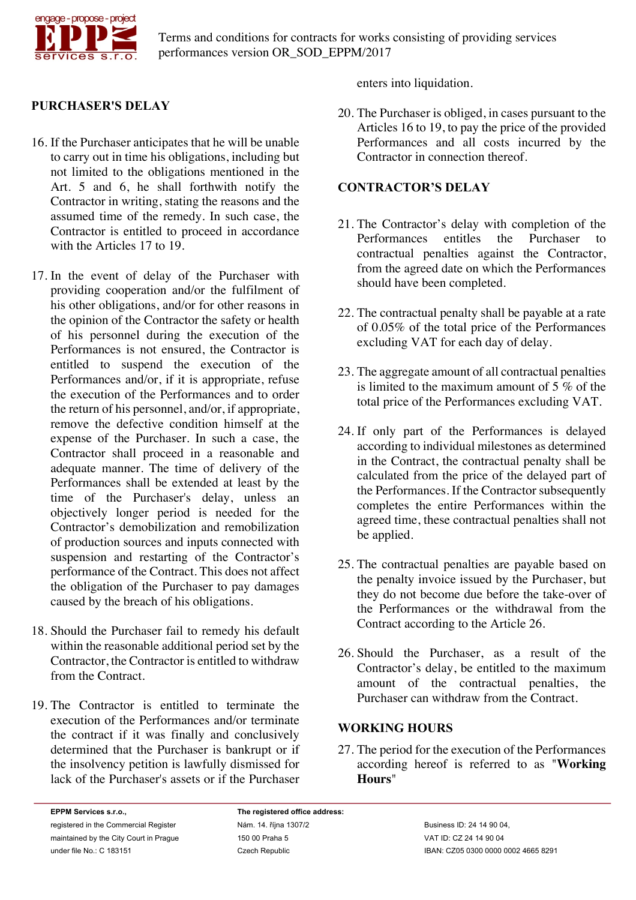## PURCHASER'S DELAY

16. If the Purchaser anticipates that he will be unable to carry out in time his obligations, including but not limited to the obligations mentioned in the Art. 5 and 6, he shall forthwith notify the Contractor in writing, stating the reasons and the assumed time of the remedy. In such case, the Contractor is entitled to proceed in accordance with the Articles 17 to 19.

17. In the event of delay of the Purchaser with providing cooperation and/or the fulfilment of his other obligations, and/or for other reasons in the opinion of the Contractor the safety or health of his personnel during the execution of the Performances is not ensured, the Contractor is entitled to suspend the execution of the Performances and/or, if it is appropriate, refuse the execution of the Performances and to order the return of his personnel, and/or, if appropriate, remove the defective condition himself at the expense of the Purchaser. In such a case, the Contractor shall proceed in a reasonable and adequate manner. The time of delivery of the Performances shall be extended at least by the time of the Purchaser's delay, unless an objectively longer period is needed for the Contractor's demobilization and remobilization of production sources and inputs connected with suspension and restarting of the Contractor's performance of the Contract. This does not affect the obligation of the Purchaser to pay damages caused by the breach of his obligations.

18. Should the Purchaser fail to remedy his default within the reasonable additional period set by the Contractor, the Contractor is entitled to withdraw from the Contract.

19. The Contractor is entitled to terminate the execution of the Performances and/or terminate the contract if it was finally and conclusively determined that the Purchaser is bankrupt or if the insolvency petition is lawfully dismissed for lack of the Purchaser's assets or if the Purchaser enters into liquidation.

20. The Purchaser is obliged, in cases pursuant to the Articles 16 to 19, to pay the price of the provided Performances and all costs incurred by the Contractor in connection thereof.

## CONTRACTOR'S DELAY

21. The Contractor's delay with completion of the Performances entitles the Purchaser to contractual penalties against the Contractor, from the agreed date on which the Performances should have been completed.

22. The contractual penalty shall be payable at a rate of 0.05% of the total price of the Performances excluding VAT for each day of delay.

23. The aggregate amount of all contractual penalties is limited to the maximum amount of 5 % of the total price of the Performances excluding VAT.

24. If only part of the Performances is delayed according to individual milestones as determined in the Contract, the contractual penalty shall be calculated from the price of the delayed part of the Performances. If the Contractor subsequently completes the entire Performances within the agreed time, these contractual penalties shall not be applied.

25. The contractual penalties are payable based on the penalty invoice issued by the Purchaser, but they do not become due before the take-over of the Performances or the withdrawal from the Contract according to the Article 26.

26. Should the Purchaser, as a result of the Contractor's delay, be entitled to the maximum amount of the contractual penalties, the Purchaser can withdraw from the Contract.

## WORKING HOURS

27. The period for the execution of the Performances according hereof is referred to as "**Working Hours**"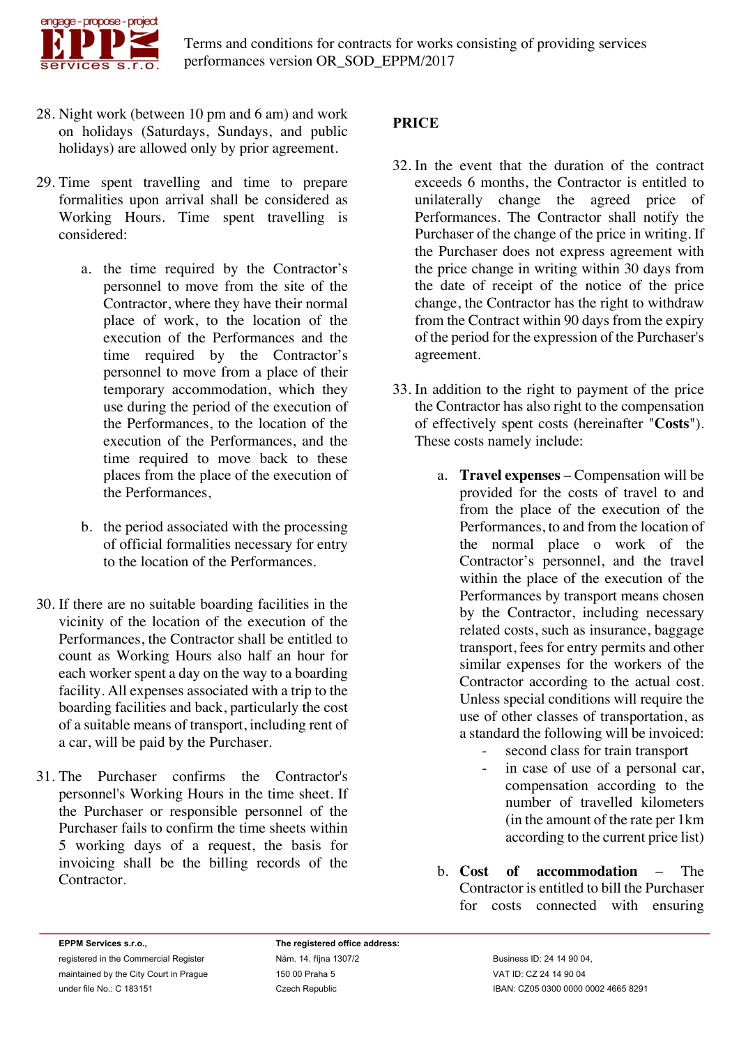28. Night work (between 10 pm and 6 am) and work on holidays (Saturdays, Sundays, and public holidays) are allowed only by prior agreement.

29. Time spent travelling and time to prepare formalities upon arrival shall be considered as Working Hours. Time spent travelling is considered:

    a. the time required by the Contractor's personnel to move from the site of the Contractor, where they have their normal place of work, to the location of the execution of the Performances and the time required by the Contractor's personnel to move from a place of their temporary accommodation, which they use during the period of the execution of the Performances, to the location of the execution of the Performances, and the time required to move back to these places from the place of the execution of the Performances,

    b. the period associated with the processing of official formalities necessary for entry to the location of the Performances.

30. If there are no suitable boarding facilities in the vicinity of the location of the execution of the Performances, the Contractor shall be entitled to count as Working Hours also half an hour for each worker spent a day on the way to a boarding facility. All expenses associated with a trip to the boarding facilities and back, particularly the cost of a suitable means of transport, including rent of a car, will be paid by the Purchaser.

31. The Purchaser confirms the Contractor's personnel's Working Hours in the time sheet. If the Purchaser or responsible personnel of the Purchaser fails to confirm the time sheets within 5 working days of a request, the basis for invoicing shall be the billing records of the Contractor.

## PRICE

32. In the event that the duration of the contract exceeds 6 months, the Contractor is entitled to unilaterally change the agreed price of Performances. The Contractor shall notify the Purchaser of the change of the price in writing. If the Purchaser does not express agreement with the price change in writing within 30 days from the date of receipt of the notice of the price change, the Contractor has the right to withdraw from the Contract within 90 days from the expiry of the period for the expression of the Purchaser's agreement.

33. In addition to the right to payment of the price the Contractor has also right to the compensation of effectively spent costs (hereinafter "**Costs**"). These costs namely include:

    a. **Travel expenses** – Compensation will be provided for the costs of travel to and from the place of the execution of the Performances, to and from the location of the normal place o work of the Contractor's personnel, and the travel within the place of the execution of the Performances by transport means chosen by the Contractor, including necessary related costs, such as insurance, baggage transport, fees for entry permits and other similar expenses for the workers of the Contractor according to the actual cost. Unless special conditions will require the use of other classes of transportation, as a standard the following will be invoiced:
        - second class for train transport
        - in case of use of a personal car, compensation according to the number of travelled kilometers (in the amount of the rate per 1km according to the current price list)

    b. **Cost of accommodation** – The Contractor is entitled to bill the Purchaser for costs connected with ensuring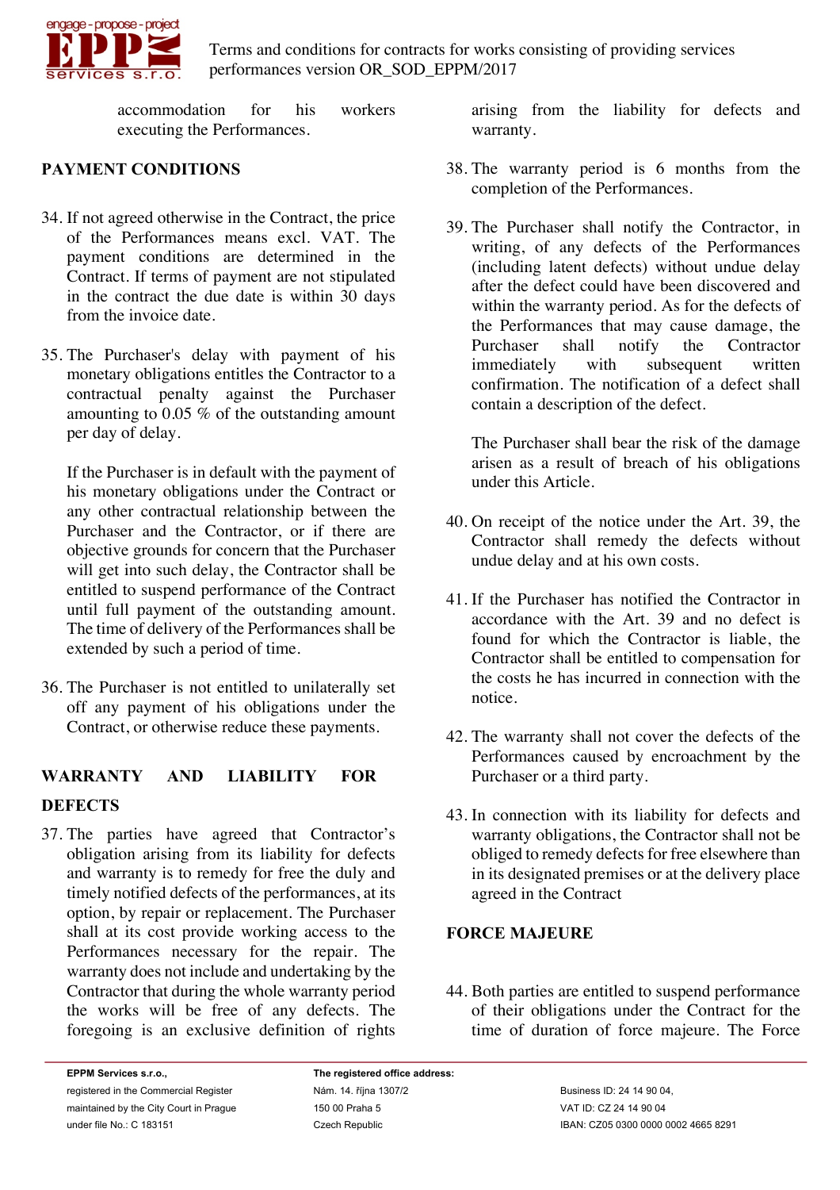accommodation for his workers executing the Performances.

## PAYMENT CONDITIONS

34. If not agreed otherwise in the Contract, the price of the Performances means excl. VAT. The payment conditions are determined in the Contract. If terms of payment are not stipulated in the contract the due date is within 30 days from the invoice date.

35. The Purchaser's delay with payment of his monetary obligations entitles the Contractor to a contractual penalty against the Purchaser amounting to 0.05 % of the outstanding amount per day of delay.

    If the Purchaser is in default with the payment of his monetary obligations under the Contract or any other contractual relationship between the Purchaser and the Contractor, or if there are objective grounds for concern that the Purchaser will get into such delay, the Contractor shall be entitled to suspend performance of the Contract until full payment of the outstanding amount. The time of delivery of the Performances shall be extended by such a period of time.

36. The Purchaser is not entitled to unilaterally set off any payment of his obligations under the Contract, or otherwise reduce these payments.

## WARRANTY AND LIABILITY FOR DEFECTS

37. The parties have agreed that Contractor's obligation arising from its liability for defects and warranty is to remedy for free the duly and timely notified defects of the performances, at its option, by repair or replacement. The Purchaser shall at its cost provide working access to the Performances necessary for the repair. The warranty does not include and undertaking by the Contractor that during the whole warranty period the works will be free of any defects. The foregoing is an exclusive definition of rights arising from the liability for defects and warranty.

38. The warranty period is 6 months from the completion of the Performances.

39. The Purchaser shall notify the Contractor, in writing, of any defects of the Performances (including latent defects) without undue delay after the defect could have been discovered and within the warranty period. As for the defects of the Performances that may cause damage, the Purchaser shall notify the Contractor immediately with subsequent written confirmation. The notification of a defect shall contain a description of the defect.

    The Purchaser shall bear the risk of the damage arisen as a result of breach of his obligations under this Article.

40. On receipt of the notice under the Art. 39, the Contractor shall remedy the defects without undue delay and at his own costs.

41. If the Purchaser has notified the Contractor in accordance with the Art. 39 and no defect is found for which the Contractor is liable, the Contractor shall be entitled to compensation for the costs he has incurred in connection with the notice.

42. The warranty shall not cover the defects of the Performances caused by encroachment by the Purchaser or a third party.

43. In connection with its liability for defects and warranty obligations, the Contractor shall not be obliged to remedy defects for free elsewhere than in its designated premises or at the delivery place agreed in the Contract

## FORCE MAJEURE

44. Both parties are entitled to suspend performance of their obligations under the Contract for the time of duration of force majeure. The Force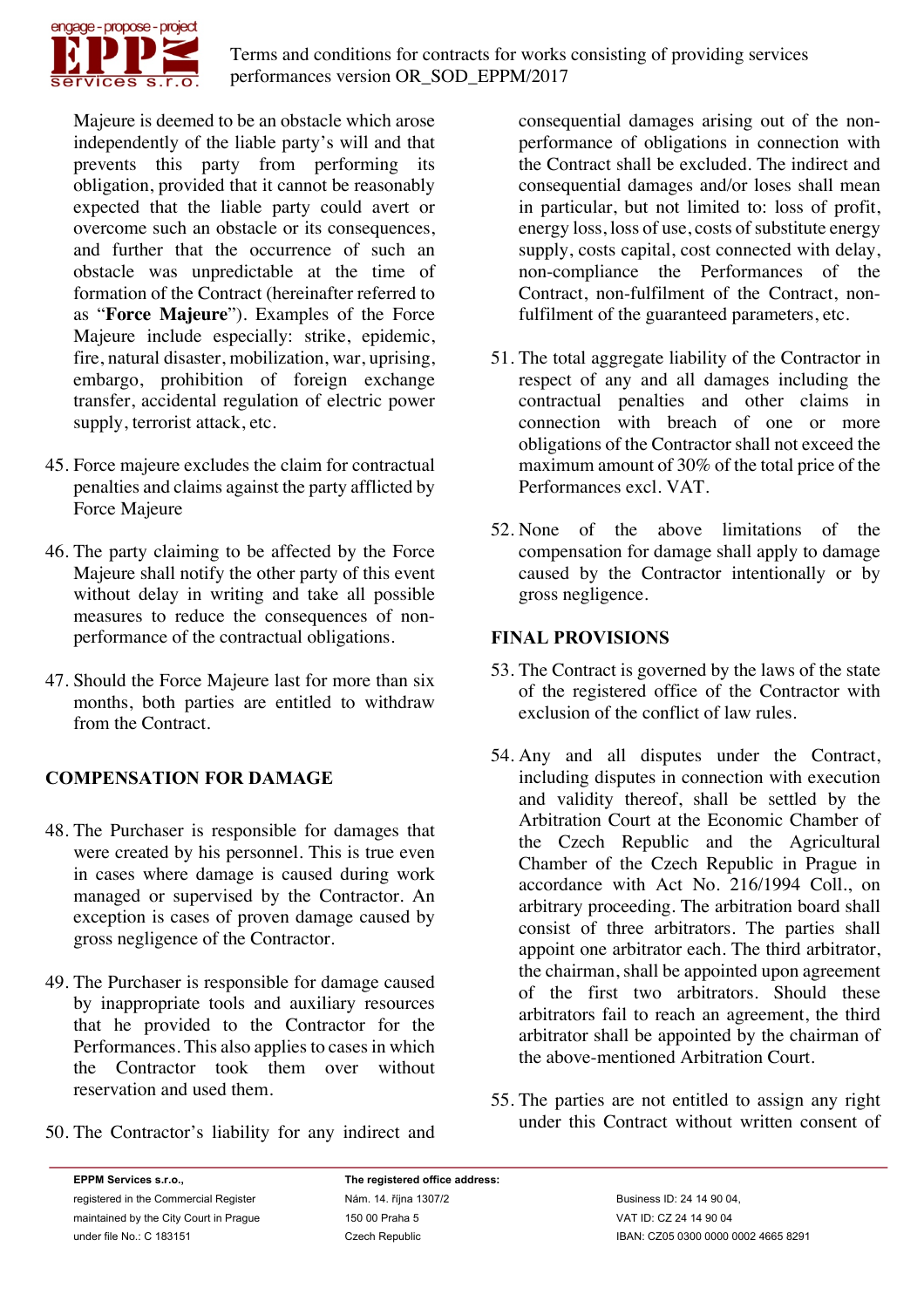Majeure is deemed to be an obstacle which arose independently of the liable party's will and that prevents this party from performing its obligation, provided that it cannot be reasonably expected that the liable party could avert or overcome such an obstacle or its consequences, and further that the occurrence of such an obstacle was unpredictable at the time of formation of the Contract (hereinafter referred to as "**Force Majeure**"). Examples of the Force Majeure include especially: strike, epidemic, fire, natural disaster, mobilization, war, uprising, embargo, prohibition of foreign exchange transfer, accidental regulation of electric power supply, terrorist attack, etc.

45. Force majeure excludes the claim for contractual penalties and claims against the party afflicted by Force Majeure

46. The party claiming to be affected by the Force Majeure shall notify the other party of this event without delay in writing and take all possible measures to reduce the consequences of non-performance of the contractual obligations.

47. Should the Force Majeure last for more than six months, both parties are entitled to withdraw from the Contract.

## COMPENSATION FOR DAMAGE

48. The Purchaser is responsible for damages that were created by his personnel. This is true even in cases where damage is caused during work managed or supervised by the Contractor. An exception is cases of proven damage caused by gross negligence of the Contractor.

49. The Purchaser is responsible for damage caused by inappropriate tools and auxiliary resources that he provided to the Contractor for the Performances. This also applies to cases in which the Contractor took them over without reservation and used them.

50. The Contractor's liability for any indirect and consequential damages arising out of the non-performance of obligations in connection with the Contract shall be excluded. The indirect and consequential damages and/or loses shall mean in particular, but not limited to: loss of profit, energy loss, loss of use, costs of substitute energy supply, costs capital, cost connected with delay, non-compliance the Performances of the Contract, non-fulfilment of the Contract, non-fulfilment of the guaranteed parameters, etc.

51. The total aggregate liability of the Contractor in respect of any and all damages including the contractual penalties and other claims in connection with breach of one or more obligations of the Contractor shall not exceed the maximum amount of 30% of the total price of the Performances excl. VAT.

52. None of the above limitations of the compensation for damage shall apply to damage caused by the Contractor intentionally or by gross negligence.

## FINAL PROVISIONS

53. The Contract is governed by the laws of the state of the registered office of the Contractor with exclusion of the conflict of law rules.

54. Any and all disputes under the Contract, including disputes in connection with execution and validity thereof, shall be settled by the Arbitration Court at the Economic Chamber of the Czech Republic and the Agricultural Chamber of the Czech Republic in Prague in accordance with Act No. 216/1994 Coll., on arbitrary proceeding. The arbitration board shall consist of three arbitrators. The parties shall appoint one arbitrator each. The third arbitrator, the chairman, shall be appointed upon agreement of the first two arbitrators. Should these arbitrators fail to reach an agreement, the third arbitrator shall be appointed by the chairman of the above-mentioned Arbitration Court.

55. The parties are not entitled to assign any right under this Contract without written consent of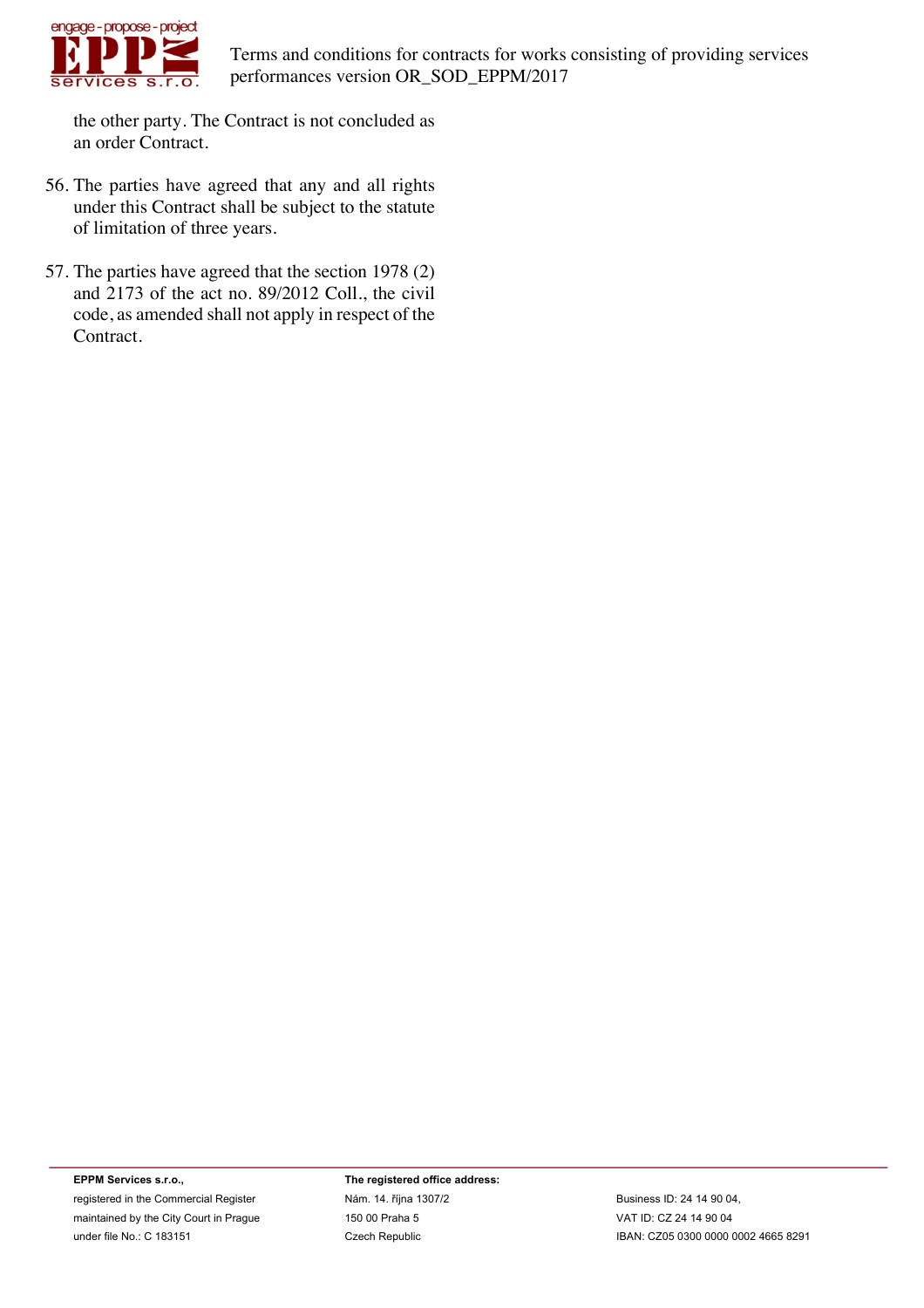the other party. The Contract is not concluded as an order Contract.

56. The parties have agreed that any and all rights under this Contract shall be subject to the statute of limitation of three years.

57. The parties have agreed that the section 1978 (2) and 2173 of the act no. 89/2012 Coll., the civil code, as amended shall not apply in respect of the Contract.